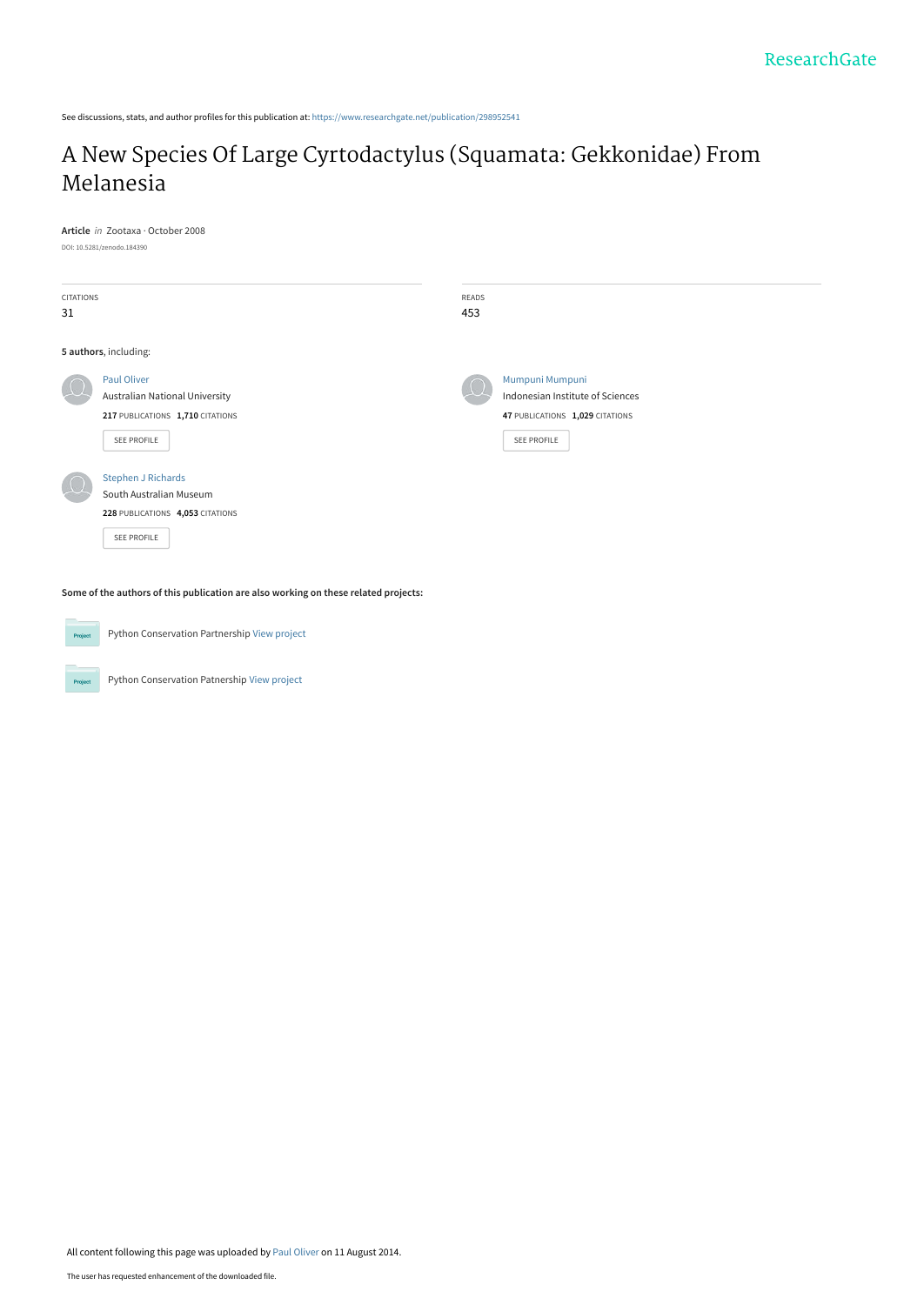See discussions, stats, and author profiles for this publication at: https://www.researchgate.net/publication/298952541

# A New Species Of Large Cyrtodactylus (Squamata: Gekkonidae) From Melanesia

**Article** *in* Zootaxa · October 2008

DOI: 10.5281/zenodo.184390

CITATIONS
31

READS
453

**5 authors**, including:

Paul Oliver
Australian National University
**217** PUBLICATIONS **1,710** CITATIONS
SEE PROFILE

Mumpuni Mumpuni
Indonesian Institute of Sciences
**47** PUBLICATIONS **1,029** CITATIONS
SEE PROFILE

Stephen J Richards
South Australian Museum
**228** PUBLICATIONS **4,053** CITATIONS
SEE PROFILE

**Some of the authors of this publication are also working on these related projects:**

Python Conservation Partnership View project

Python Conservation Patnership View project

All content following this page was uploaded by Paul Oliver on 11 August 2014.

The user has requested enhancement of the downloaded file.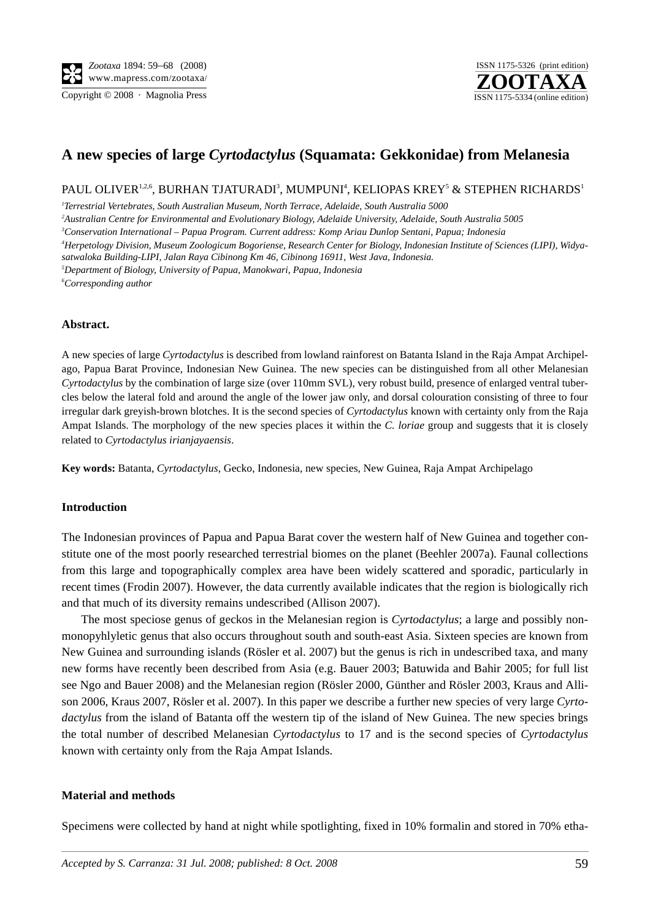# A new species of large *Cyrtodactylus* (Squamata: Gekkonidae) from Melanesia

PAUL OLIVER[1,2,6], BURHAN TJATURADI[3], MUMPUNI[4], KELIOPAS KREY[5] & STEPHEN RICHARDS[1]

[1]*Terrestrial Vertebrates, South Australian Museum, North Terrace, Adelaide, South Australia 5000*

[2]*Australian Centre for Environmental and Evolutionary Biology, Adelaide University, Adelaide, South Australia 5005*

[3]*Conservation International – Papua Program. Current address: Komp Ariau Dunlop Sentani, Papua; Indonesia*

[4]*Herpetology Division, Museum Zoologicum Bogoriense, Research Center for Biology, Indonesian Institute of Sciences (LIPI), Widyasatwaloka Building-LIPI, Jalan Raya Cibinong Km 46, Cibinong 16911, West Java, Indonesia.*

[5]*Department of Biology, University of Papua, Manokwari, Papua, Indonesia*

[6]*Corresponding author*

**Abstract.**

A new species of large *Cyrtodactylus* is described from lowland rainforest on Batanta Island in the Raja Ampat Archipelago, Papua Barat Province, Indonesian New Guinea. The new species can be distinguished from all other Melanesian *Cyrtodactylus* by the combination of large size (over 110mm SVL), very robust build, presence of enlarged ventral tubercles below the lateral fold and around the angle of the lower jaw only, and dorsal colouration consisting of three to four irregular dark greyish-brown blotches. It is the second species of *Cyrtodactylus* known with certainty only from the Raja Ampat Islands. The morphology of the new species places it within the *C. loriae* group and suggests that it is closely related to *Cyrtodactylus irianjayaensis*.

**Key words:** Batanta, *Cyrtodactylus*, Gecko, Indonesia, new species, New Guinea, Raja Ampat Archipelago

**Introduction**

The Indonesian provinces of Papua and Papua Barat cover the western half of New Guinea and together constitute one of the most poorly researched terrestrial biomes on the planet (Beehler 2007a). Faunal collections from this large and topographically complex area have been widely scattered and sporadic, particularly in recent times (Frodin 2007). However, the data currently available indicates that the region is biologically rich and that much of its diversity remains undescribed (Allison 2007).

The most speciose genus of geckos in the Melanesian region is *Cyrtodactylus*; a large and possibly nonmonopyhlyletic genus that also occurs throughout south and south-east Asia. Sixteen species are known from New Guinea and surrounding islands (Rösler et al. 2007) but the genus is rich in undescribed taxa, and many new forms have recently been described from Asia (e.g. Bauer 2003; Batuwida and Bahir 2005; for full list see Ngo and Bauer 2008) and the Melanesian region (Rösler 2000, Günther and Rösler 2003, Kraus and Allison 2006, Kraus 2007, Rösler et al. 2007). In this paper we describe a further new species of very large *Cyrtodactylus* from the island of Batanta off the western tip of the island of New Guinea. The new species brings the total number of described Melanesian *Cyrtodactylus* to 17 and is the second species of *Cyrtodactylus* known with certainty only from the Raja Ampat Islands.

**Material and methods**

Specimens were collected by hand at night while spotlighting, fixed in 10% formalin and stored in 70% etha-

*Accepted by S. Carranza: 31 Jul. 2008; published: 8 Oct. 2008*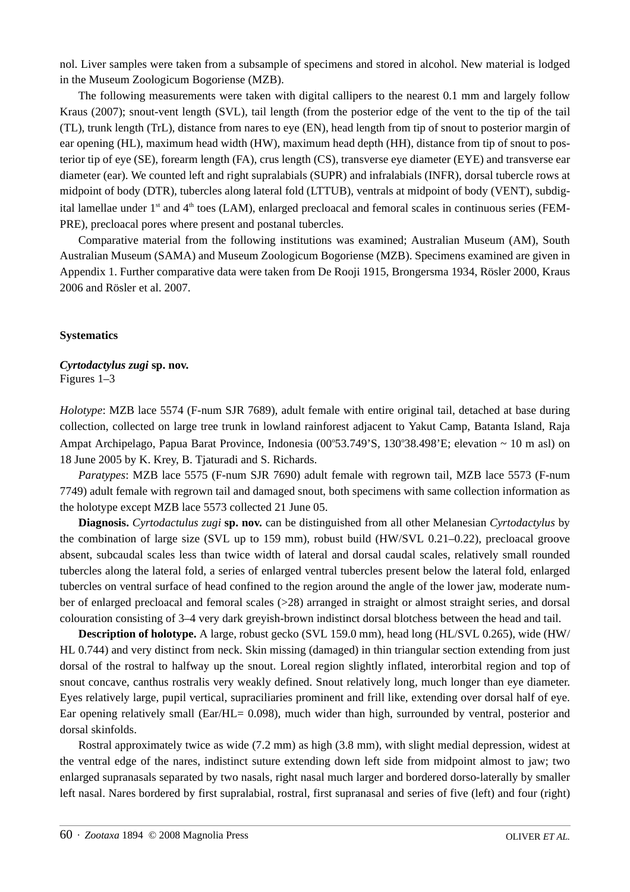nol. Liver samples were taken from a subsample of specimens and stored in alcohol. New material is lodged in the Museum Zoologicum Bogoriense (MZB).

The following measurements were taken with digital callipers to the nearest 0.1 mm and largely follow Kraus (2007); snout-vent length (SVL), tail length (from the posterior edge of the vent to the tip of the tail (TL), trunk length (TrL), distance from nares to eye (EN), head length from tip of snout to posterior margin of ear opening (HL), maximum head width (HW), maximum head depth (HH), distance from tip of snout to posterior tip of eye (SE), forearm length (FA), crus length (CS), transverse eye diameter (EYE) and transverse ear diameter (ear). We counted left and right supralabials (SUPR) and infralabials (INFR), dorsal tubercle rows at midpoint of body (DTR), tubercles along lateral fold (LTTUB), ventrals at midpoint of body (VENT), subdigital lamellae under 1st and 4th toes (LAM), enlarged precloacal and femoral scales in continuous series (FEM-PRE), precloacal pores where present and postanal tubercles.

Comparative material from the following institutions was examined; Australian Museum (AM), South Australian Museum (SAMA) and Museum Zoologicum Bogoriense (MZB). Specimens examined are given in Appendix 1. Further comparative data were taken from De Rooji 1915, Brongersma 1934, Rösler 2000, Kraus 2006 and Rösler et al. 2007.

## Systematics

***Cyrtodactylus zugi*** **sp. nov.**
Figures 1–3

*Holotype*: MZB lace 5574 (F-num SJR 7689), adult female with entire original tail, detached at base during collection, collected on large tree trunk in lowland rainforest adjacent to Yakut Camp, Batanta Island, Raja Ampat Archipelago, Papua Barat Province, Indonesia (00º53.749'S, 130º38.498'E; elevation ~ 10 m asl) on 18 June 2005 by K. Krey, B. Tjaturadi and S. Richards.

*Paratypes*: MZB lace 5575 (F-num SJR 7690) adult female with regrown tail, MZB lace 5573 (F-num 7749) adult female with regrown tail and damaged snout, both specimens with same collection information as the holotype except MZB lace 5573 collected 21 June 05.

**Diagnosis.** *Cyrtodactulus zugi* **sp. nov.** can be distinguished from all other Melanesian *Cyrtodactylus* by the combination of large size (SVL up to 159 mm), robust build (HW/SVL 0.21–0.22), precloacal groove absent, subcaudal scales less than twice width of lateral and dorsal caudal scales, relatively small rounded tubercles along the lateral fold, a series of enlarged ventral tubercles present below the lateral fold, enlarged tubercles on ventral surface of head confined to the region around the angle of the lower jaw, moderate number of enlarged precloacal and femoral scales (>28) arranged in straight or almost straight series, and dorsal colouration consisting of 3–4 very dark greyish-brown indistinct dorsal blotchess between the head and tail.

**Description of holotype.** A large, robust gecko (SVL 159.0 mm), head long (HL/SVL 0.265), wide (HW/HL 0.744) and very distinct from neck. Skin missing (damaged) in thin triangular section extending from just dorsal of the rostral to halfway up the snout. Loreal region slightly inflated, interorbital region and top of snout concave, canthus rostralis very weakly defined. Snout relatively long, much longer than eye diameter. Eyes relatively large, pupil vertical, supraciliaries prominent and frill like, extending over dorsal half of eye. Ear opening relatively small (Ear/HL= 0.098), much wider than high, surrounded by ventral, posterior and dorsal skinfolds.

Rostral approximately twice as wide (7.2 mm) as high (3.8 mm), with slight medial depression, widest at the ventral edge of the nares, indistinct suture extending down left side from midpoint almost to jaw; two enlarged supranasals separated by two nasals, right nasal much larger and bordered dorso-laterally by smaller left nasal. Nares bordered by first supralabial, rostral, first supranasal and series of five (left) and four (right)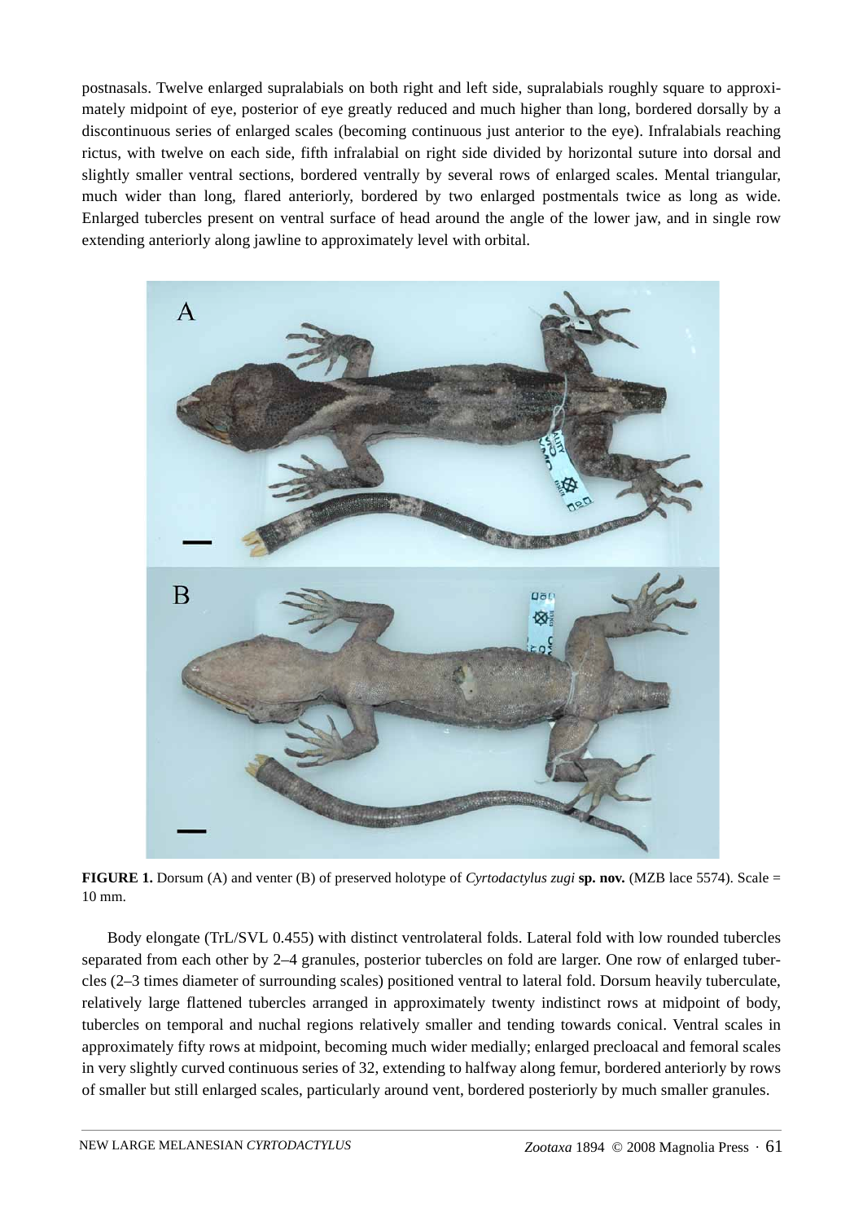postnasals. Twelve enlarged supralabials on both right and left side, supralabials roughly square to approximately midpoint of eye, posterior of eye greatly reduced and much higher than long, bordered dorsally by a discontinuous series of enlarged scales (becoming continuous just anterior to the eye). Infralabials reaching rictus, with twelve on each side, fifth infralabial on right side divided by horizontal suture into dorsal and slightly smaller ventral sections, bordered ventrally by several rows of enlarged scales. Mental triangular, much wider than long, flared anteriorly, bordered by two enlarged postmentals twice as long as wide. Enlarged tubercles present on ventral surface of head around the angle of the lower jaw, and in single row extending anteriorly along jawline to approximately level with orbital.

**FIGURE 1.** Dorsum (A) and venter (B) of preserved holotype of *Cyrtodactylus zugi* **sp. nov.** (MZB lace 5574). Scale = 10 mm.

Body elongate (TrL/SVL 0.455) with distinct ventrolateral folds. Lateral fold with low rounded tubercles separated from each other by 2–4 granules, posterior tubercles on fold are larger. One row of enlarged tubercles (2–3 times diameter of surrounding scales) positioned ventral to lateral fold. Dorsum heavily tuberculate, relatively large flattened tubercles arranged in approximately twenty indistinct rows at midpoint of body, tubercles on temporal and nuchal regions relatively smaller and tending towards conical. Ventral scales in approximately fifty rows at midpoint, becoming much wider medially; enlarged precloacal and femoral scales in very slightly curved continuous series of 32, extending to halfway along femur, bordered anteriorly by rows of smaller but still enlarged scales, particularly around vent, bordered posteriorly by much smaller granules.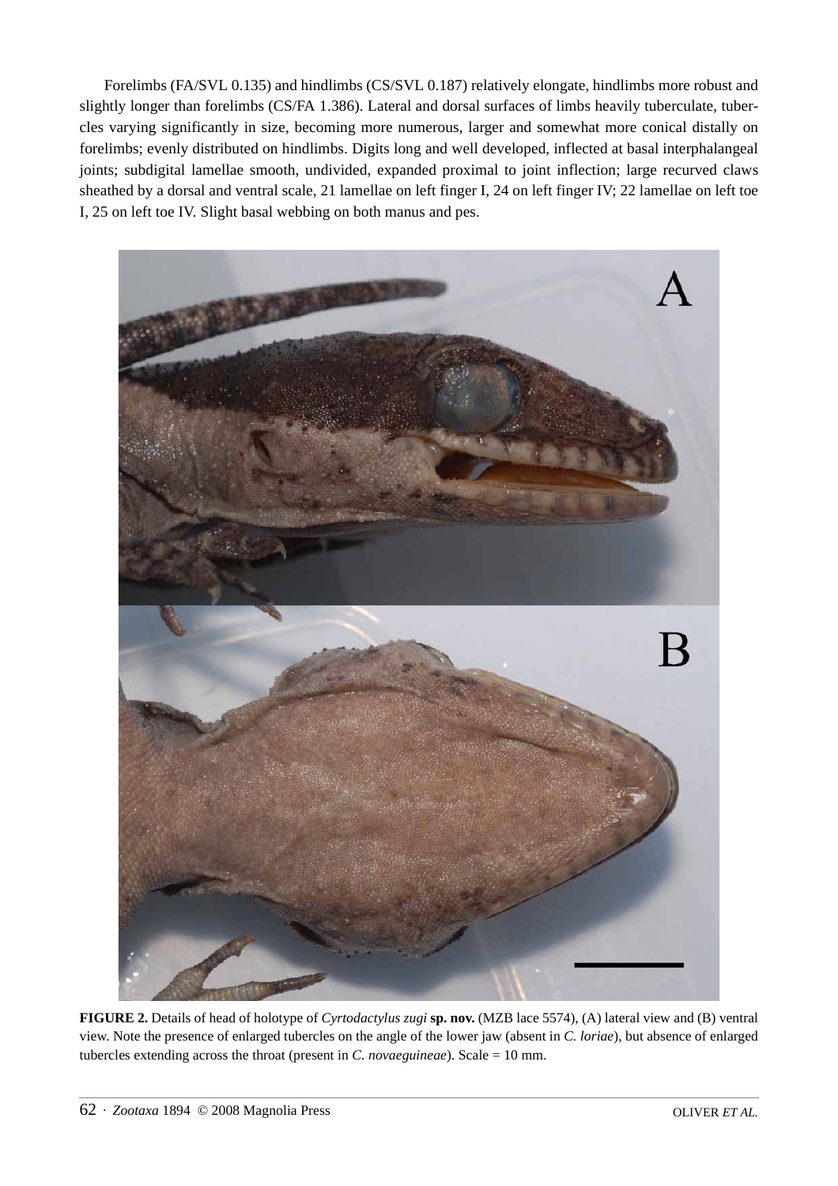Forelimbs (FA/SVL 0.135) and hindlimbs (CS/SVL 0.187) relatively elongate, hindlimbs more robust and slightly longer than forelimbs (CS/FA 1.386). Lateral and dorsal surfaces of limbs heavily tuberculate, tubercles varying significantly in size, becoming more numerous, larger and somewhat more conical distally on forelimbs; evenly distributed on hindlimbs. Digits long and well developed, inflected at basal interphalangeal joints; subdigital lamellae smooth, undivided, expanded proximal to joint inflection; large recurved claws sheathed by a dorsal and ventral scale, 21 lamellae on left finger I, 24 on left finger IV; 22 lamellae on left toe I, 25 on left toe IV. Slight basal webbing on both manus and pes.

**FIGURE 2.** Details of head of holotype of *Cyrtodactylus zugi* **sp. nov.** (MZB lace 5574), (A) lateral view and (B) ventral view. Note the presence of enlarged tubercles on the angle of the lower jaw (absent in *C. loriae*), but absence of enlarged tubercles extending across the throat (present in *C. novaeguineae*). Scale = 10 mm.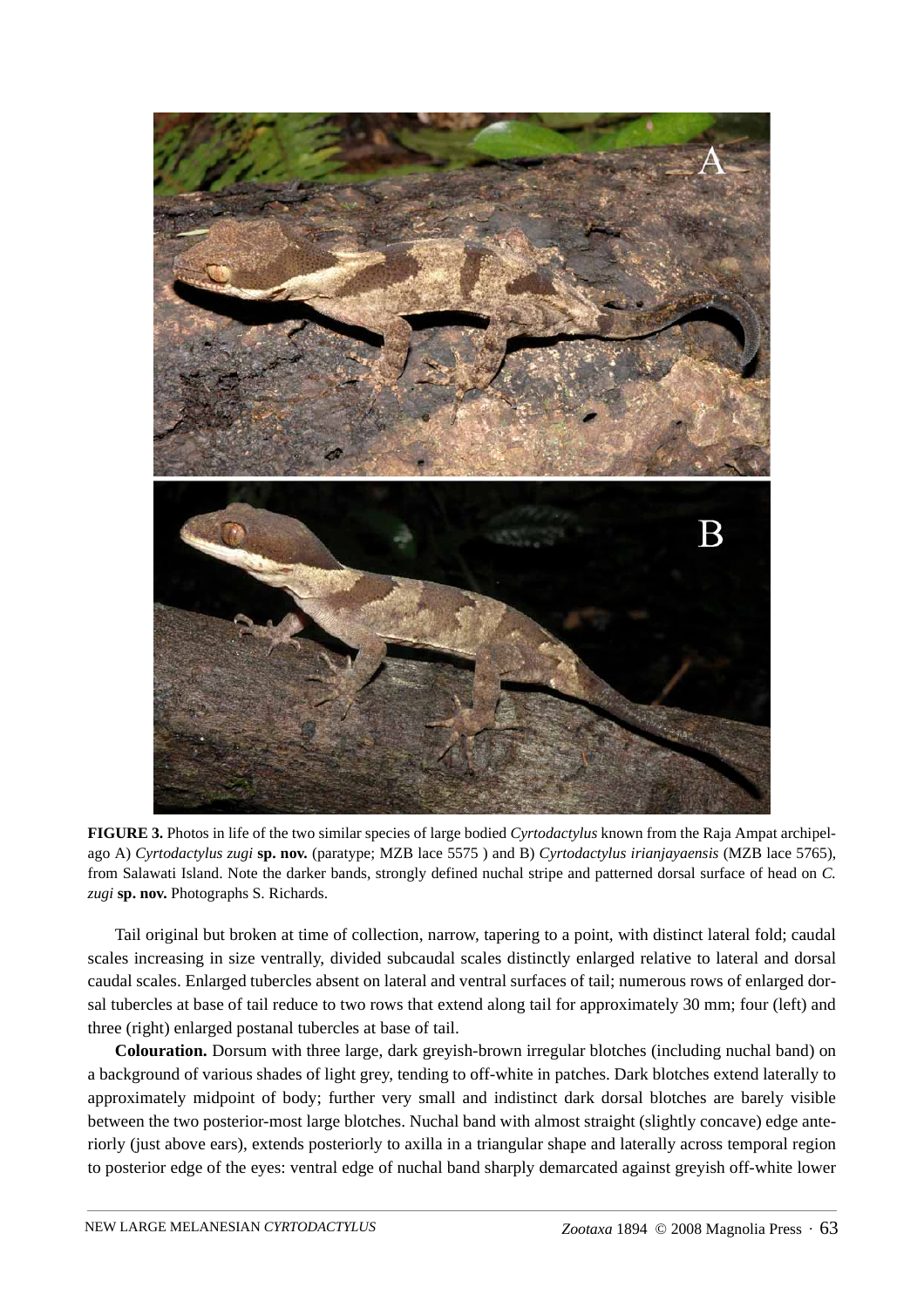**FIGURE 3.** Photos in life of the two similar species of large bodied *Cyrtodactylus* known from the Raja Ampat archipelago A) *Cyrtodactylus zugi* **sp. nov.** (paratype; MZB lace 5575 ) and B) *Cyrtodactylus irianjayaensis* (MZB lace 5765), from Salawati Island. Note the darker bands, strongly defined nuchal stripe and patterned dorsal surface of head on *C. zugi* **sp. nov.** Photographs S. Richards.

Tail original but broken at time of collection, narrow, tapering to a point, with distinct lateral fold; caudal scales increasing in size ventrally, divided subcaudal scales distinctly enlarged relative to lateral and dorsal caudal scales. Enlarged tubercles absent on lateral and ventral surfaces of tail; numerous rows of enlarged dorsal tubercles at base of tail reduce to two rows that extend along tail for approximately 30 mm; four (left) and three (right) enlarged postanal tubercles at base of tail.

**Colouration.** Dorsum with three large, dark greyish-brown irregular blotches (including nuchal band) on a background of various shades of light grey, tending to off-white in patches. Dark blotches extend laterally to approximately midpoint of body; further very small and indistinct dark dorsal blotches are barely visible between the two posterior-most large blotches. Nuchal band with almost straight (slightly concave) edge anteriorly (just above ears), extends posteriorly to axilla in a triangular shape and laterally across temporal region to posterior edge of the eyes: ventral edge of nuchal band sharply demarcated against greyish off-white lower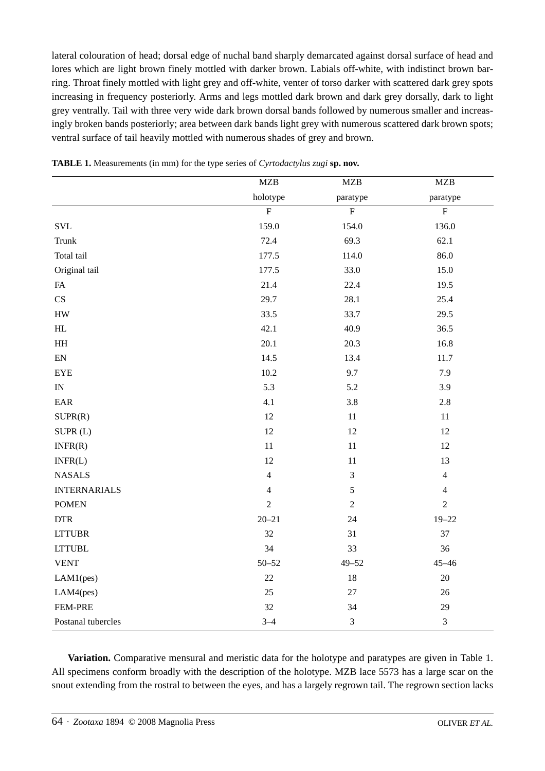lateral colouration of head; dorsal edge of nuchal band sharply demarcated against dorsal surface of head and lores which are light brown finely mottled with darker brown. Labials off-white, with indistinct brown barring. Throat finely mottled with light grey and off-white, venter of torso darker with scattered dark grey spots increasing in frequency posteriorly. Arms and legs mottled dark brown and dark grey dorsally, dark to light grey ventrally. Tail with three very wide dark brown dorsal bands followed by numerous smaller and increasingly broken bands posteriorly; area between dark bands light grey with numerous scattered dark brown spots; ventral surface of tail heavily mottled with numerous shades of grey and brown.

**TABLE 1.** Measurements (in mm) for the type series of *Cyrtodactylus zugi* **sp. nov.**

| | MZB holotype | MZB paratype | MZB paratype |
|---|---|---|---|
| | F | F | F |
| SVL | 159.0 | 154.0 | 136.0 |
| Trunk | 72.4 | 69.3 | 62.1 |
| Total tail | 177.5 | 114.0 | 86.0 |
| Original tail | 177.5 | 33.0 | 15.0 |
| FA | 21.4 | 22.4 | 19.5 |
| CS | 29.7 | 28.1 | 25.4 |
| HW | 33.5 | 33.7 | 29.5 |
| HL | 42.1 | 40.9 | 36.5 |
| HH | 20.1 | 20.3 | 16.8 |
| EN | 14.5 | 13.4 | 11.7 |
| EYE | 10.2 | 9.7 | 7.9 |
| IN | 5.3 | 5.2 | 3.9 |
| EAR | 4.1 | 3.8 | 2.8 |
| SUPR(R) | 12 | 11 | 11 |
| SUPR (L) | 12 | 12 | 12 |
| INFR(R) | 11 | 11 | 12 |
| INFR(L) | 12 | 11 | 13 |
| NASALS | 4 | 3 | 4 |
| INTERNARIALS | 4 | 5 | 4 |
| POMEN | 2 | 2 | 2 |
| DTR | 20–21 | 24 | 19–22 |
| LTTUBR | 32 | 31 | 37 |
| LTTUBL | 34 | 33 | 36 |
| VENT | 50–52 | 49–52 | 45–46 |
| LAM1(pes) | 22 | 18 | 20 |
| LAM4(pes) | 25 | 27 | 26 |
| FEM-PRE | 32 | 34 | 29 |
| Postanal tubercles | 3–4 | 3 | 3 |

**Variation.** Comparative mensural and meristic data for the holotype and paratypes are given in Table 1. All specimens conform broadly with the description of the holotype. MZB lace 5573 has a large scar on the snout extending from the rostral to between the eyes, and has a largely regrown tail. The regrown section lacks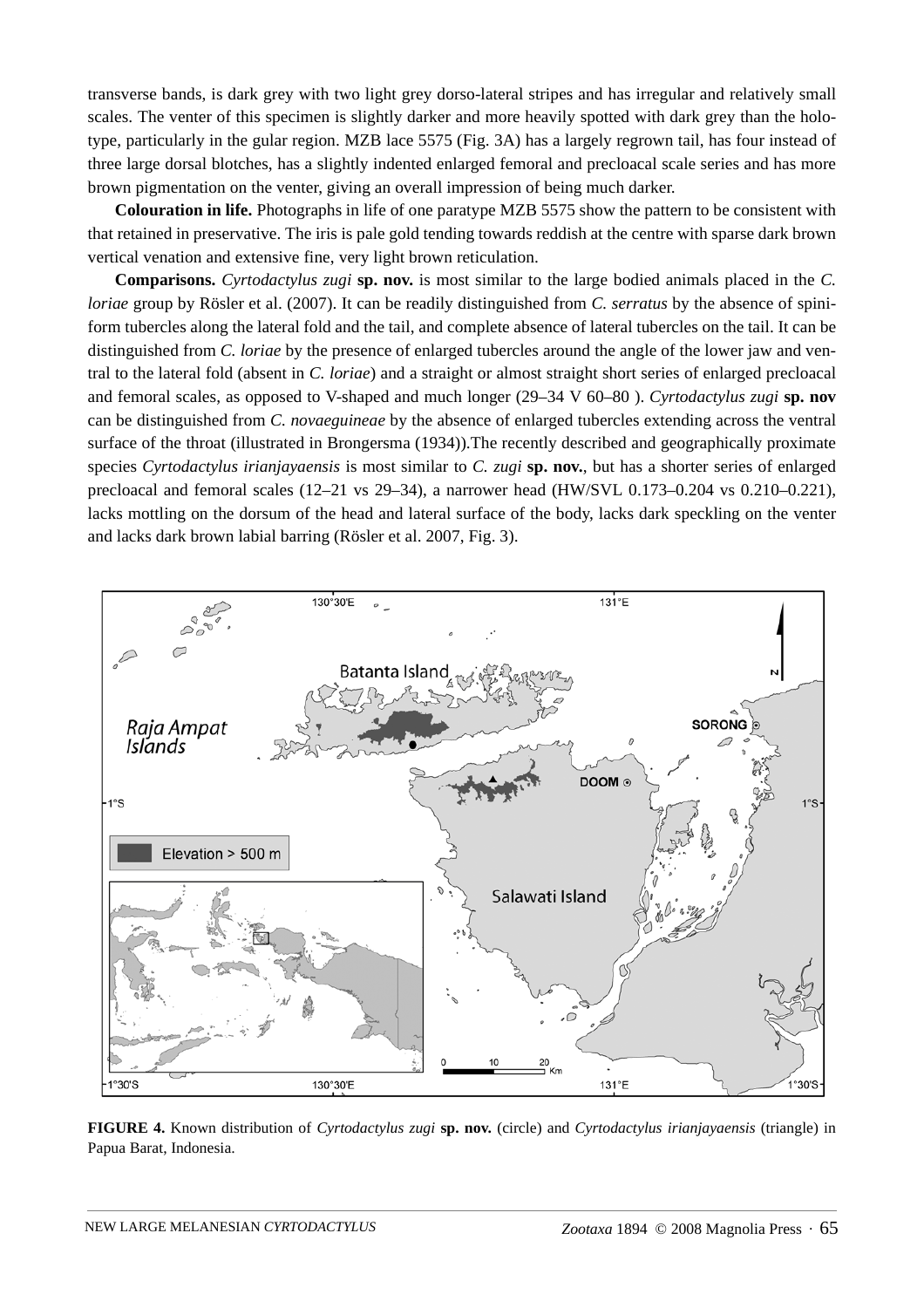transverse bands, is dark grey with two light grey dorso-lateral stripes and has irregular and relatively small scales. The venter of this specimen is slightly darker and more heavily spotted with dark grey than the holotype, particularly in the gular region. MZB lace 5575 (Fig. 3A) has a largely regrown tail, has four instead of three large dorsal blotches, has a slightly indented enlarged femoral and precloacal scale series and has more brown pigmentation on the venter, giving an overall impression of being much darker.

**Colouration in life.** Photographs in life of one paratype MZB 5575 show the pattern to be consistent with that retained in preservative. The iris is pale gold tending towards reddish at the centre with sparse dark brown vertical venation and extensive fine, very light brown reticulation.

**Comparisons.** *Cyrtodactylus zugi* **sp. nov.** is most similar to the large bodied animals placed in the *C. loriae* group by Rösler et al. (2007). It can be readily distinguished from *C. serratus* by the absence of spiniform tubercles along the lateral fold and the tail, and complete absence of lateral tubercles on the tail. It can be distinguished from *C. loriae* by the presence of enlarged tubercles around the angle of the lower jaw and ventral to the lateral fold (absent in *C. loriae*) and a straight or almost straight short series of enlarged precloacal and femoral scales, as opposed to V-shaped and much longer (29–34 V 60–80 ). *Cyrtodactylus zugi* **sp. nov** can be distinguished from *C. novaeguineae* by the absence of enlarged tubercles extending across the ventral surface of the throat (illustrated in Brongersma (1934)).The recently described and geographically proximate species *Cyrtodactylus irianjayaensis* is most similar to *C. zugi* **sp. nov.**, but has a shorter series of enlarged precloacal and femoral scales (12–21 vs 29–34), a narrower head (HW/SVL 0.173–0.204 vs 0.210–0.221), lacks mottling on the dorsum of the head and lateral surface of the body, lacks dark speckling on the venter and lacks dark brown labial barring (Rösler et al. 2007, Fig. 3).

**FIGURE 4.** Known distribution of *Cyrtodactylus zugi* **sp. nov.** (circle) and *Cyrtodactylus irianjayaensis* (triangle) in Papua Barat, Indonesia.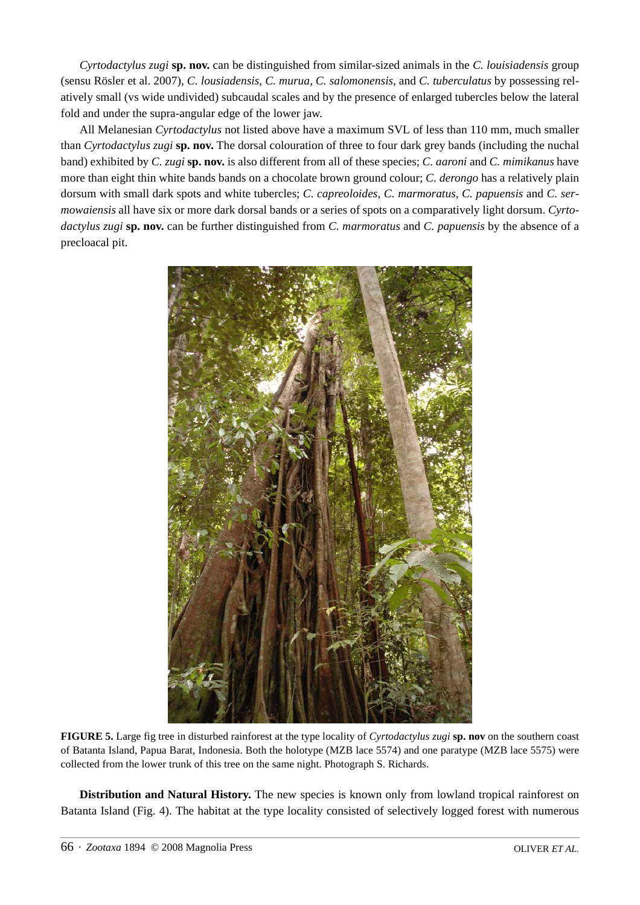*Cyrtodactylus zugi* **sp. nov.** can be distinguished from similar-sized animals in the *C. louisiadensis* group (sensu Rösler et al. 2007), *C. lousiadensis*, *C. murua*, *C. salomonensis*, and *C. tuberculatus* by possessing relatively small (vs wide undivided) subcaudal scales and by the presence of enlarged tubercles below the lateral fold and under the supra-angular edge of the lower jaw.

All Melanesian *Cyrtodactylus* not listed above have a maximum SVL of less than 110 mm, much smaller than *Cyrtodactylus zugi* **sp. nov.** The dorsal colouration of three to four dark grey bands (including the nuchal band) exhibited by *C. zugi* **sp. nov.** is also different from all of these species; *C. aaroni* and *C. mimikanus* have more than eight thin white bands bands on a chocolate brown ground colour; *C. derongo* has a relatively plain dorsum with small dark spots and white tubercles; *C. capreoloides*, *C. marmoratus*, *C. papuensis* and *C. sermowaiensis* all have six or more dark dorsal bands or a series of spots on a comparatively light dorsum. *Cyrtodactylus zugi* **sp. nov.** can be further distinguished from *C. marmoratus* and *C. papuensis* by the absence of a precloacal pit.

**FIGURE 5.** Large fig tree in disturbed rainforest at the type locality of *Cyrtodactylus zugi* **sp. nov** on the southern coast of Batanta Island, Papua Barat, Indonesia. Both the holotype (MZB lace 5574) and one paratype (MZB lace 5575) were collected from the lower trunk of this tree on the same night. Photograph S. Richards.

**Distribution and Natural History.** The new species is known only from lowland tropical rainforest on Batanta Island (Fig. 4). The habitat at the type locality consisted of selectively logged forest with numerous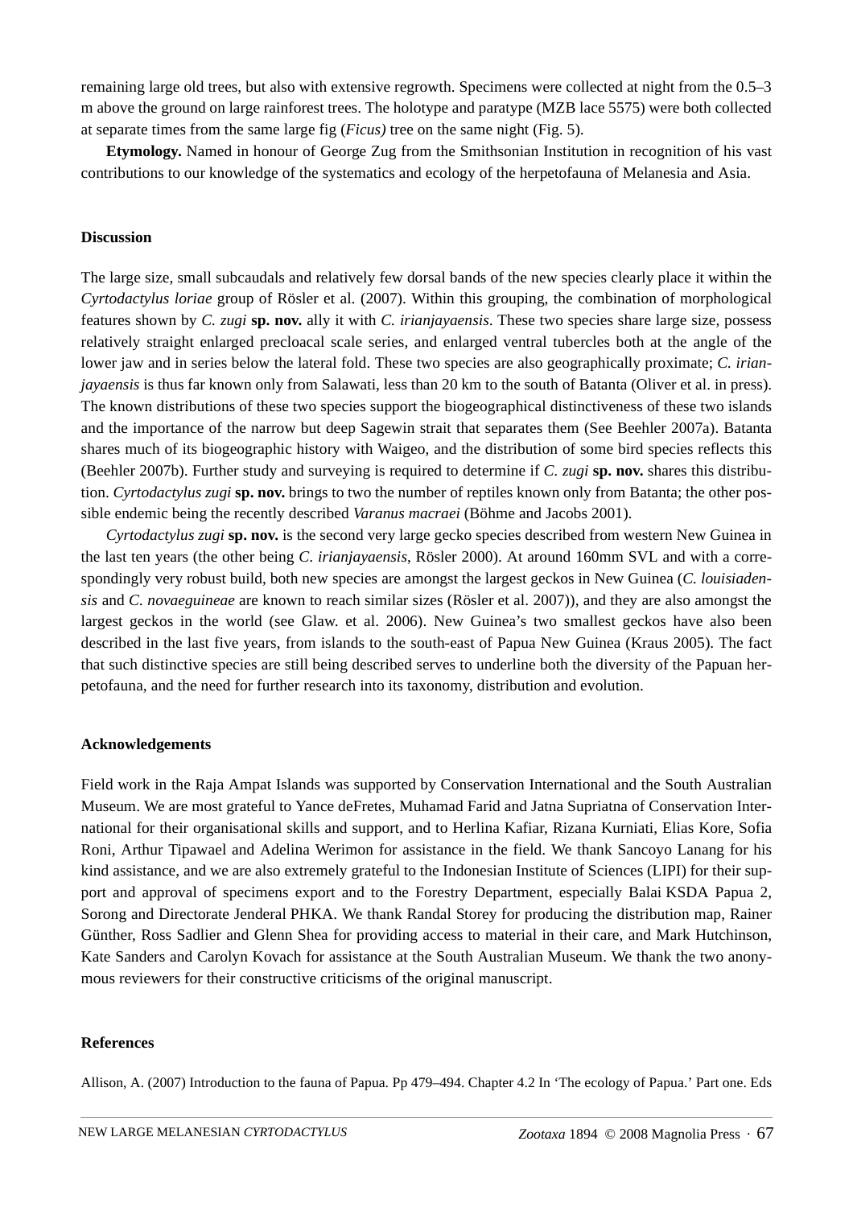remaining large old trees, but also with extensive regrowth. Specimens were collected at night from the 0.5–3 m above the ground on large rainforest trees. The holotype and paratype (MZB lace 5575) were both collected at separate times from the same large fig (*Ficus)* tree on the same night (Fig. 5).

**Etymology.** Named in honour of George Zug from the Smithsonian Institution in recognition of his vast contributions to our knowledge of the systematics and ecology of the herpetofauna of Melanesia and Asia.

## Discussion

The large size, small subcaudals and relatively few dorsal bands of the new species clearly place it within the *Cyrtodactylus loriae* group of Rösler et al. (2007). Within this grouping, the combination of morphological features shown by *C. zugi* **sp. nov.** ally it with *C. irianjayaensis*. These two species share large size, possess relatively straight enlarged precloacal scale series, and enlarged ventral tubercles both at the angle of the lower jaw and in series below the lateral fold. These two species are also geographically proximate; *C. irianjayaensis* is thus far known only from Salawati, less than 20 km to the south of Batanta (Oliver et al. in press). The known distributions of these two species support the biogeographical distinctiveness of these two islands and the importance of the narrow but deep Sagewin strait that separates them (See Beehler 2007a). Batanta shares much of its biogeographic history with Waigeo, and the distribution of some bird species reflects this (Beehler 2007b). Further study and surveying is required to determine if *C. zugi* **sp. nov.** shares this distribution. *Cyrtodactylus zugi* **sp. nov.** brings to two the number of reptiles known only from Batanta; the other possible endemic being the recently described *Varanus macraei* (Böhme and Jacobs 2001).

*Cyrtodactylus zugi* **sp. nov.** is the second very large gecko species described from western New Guinea in the last ten years (the other being *C. irianjayaensis*, Rösler 2000). At around 160mm SVL and with a correspondingly very robust build, both new species are amongst the largest geckos in New Guinea (*C. louisiadensis* and *C. novaeguineae* are known to reach similar sizes (Rösler et al. 2007)), and they are also amongst the largest geckos in the world (see Glaw. et al. 2006). New Guinea's two smallest geckos have also been described in the last five years, from islands to the south-east of Papua New Guinea (Kraus 2005). The fact that such distinctive species are still being described serves to underline both the diversity of the Papuan herpetofauna, and the need for further research into its taxonomy, distribution and evolution.

## Acknowledgements

Field work in the Raja Ampat Islands was supported by Conservation International and the South Australian Museum. We are most grateful to Yance deFretes, Muhamad Farid and Jatna Supriatna of Conservation International for their organisational skills and support, and to Herlina Kafiar, Rizana Kurniati, Elias Kore, Sofia Roni, Arthur Tipawael and Adelina Werimon for assistance in the field. We thank Sancoyo Lanang for his kind assistance, and we are also extremely grateful to the Indonesian Institute of Sciences (LIPI) for their support and approval of specimens export and to the Forestry Department, especially Balai KSDA Papua 2, Sorong and Directorate Jenderal PHKA. We thank Randal Storey for producing the distribution map, Rainer Günther, Ross Sadlier and Glenn Shea for providing access to material in their care, and Mark Hutchinson, Kate Sanders and Carolyn Kovach for assistance at the South Australian Museum. We thank the two anonymous reviewers for their constructive criticisms of the original manuscript.

## References

Allison, A. (2007) Introduction to the fauna of Papua. Pp 479–494. Chapter 4.2 In 'The ecology of Papua.' Part one. Eds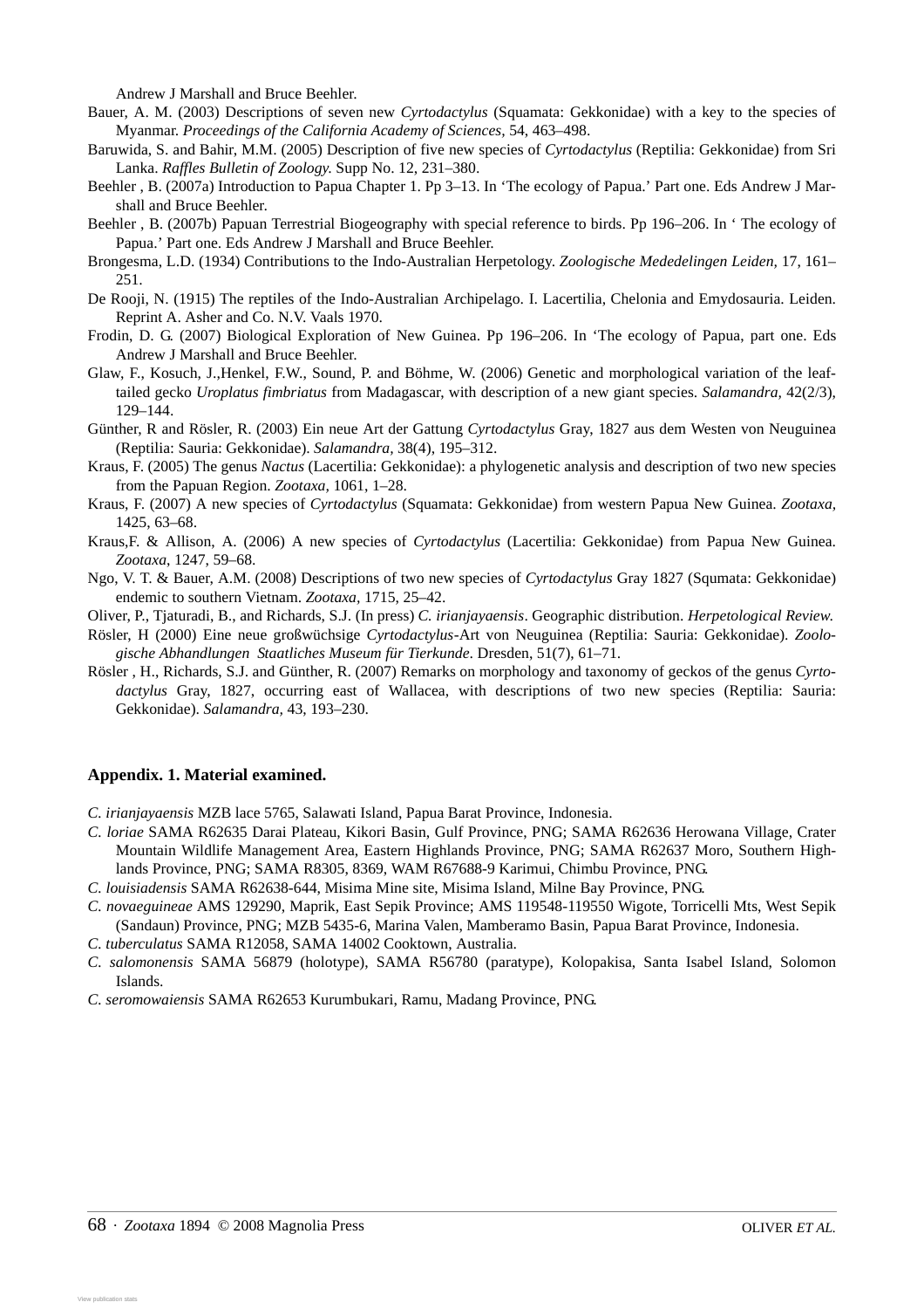Andrew J Marshall and Bruce Beehler.

Bauer, A. M. (2003) Descriptions of seven new *Cyrtodactylus* (Squamata: Gekkonidae) with a key to the species of Myanmar. *Proceedings of the California Academy of Sciences,* 54, 463–498.

Baruwida, S. and Bahir, M.M. (2005) Description of five new species of *Cyrtodactylus* (Reptilia: Gekkonidae) from Sri Lanka. *Raffles Bulletin of Zoology.* Supp No. 12, 231–380.

Beehler , B. (2007a) Introduction to Papua Chapter 1. Pp 3–13. In 'The ecology of Papua.' Part one. Eds Andrew J Marshall and Bruce Beehler.

Beehler , B. (2007b) Papuan Terrestrial Biogeography with special reference to birds. Pp 196–206. In ' The ecology of Papua.' Part one. Eds Andrew J Marshall and Bruce Beehler.

Brongesma, L.D. (1934) Contributions to the Indo-Australian Herpetology. *Zoologische Mededelingen Leiden,* 17, 161–251.

De Rooji, N. (1915) The reptiles of the Indo-Australian Archipelago. I. Lacertilia, Chelonia and Emydosauria. Leiden. Reprint A. Asher and Co. N.V. Vaals 1970.

Frodin, D. G. (2007) Biological Exploration of New Guinea. Pp 196–206. In 'The ecology of Papua, part one. Eds Andrew J Marshall and Bruce Beehler.

Glaw, F., Kosuch, J.,Henkel, F.W., Sound, P. and Böhme, W. (2006) Genetic and morphological variation of the leaf-tailed gecko *Uroplatus fimbriatus* from Madagascar, with description of a new giant species. *Salamandra,* 42(2/3), 129–144.

Günther, R and Rösler, R. (2003) Ein neue Art der Gattung *Cyrtodactylus* Gray, 1827 aus dem Westen von Neuguinea (Reptilia: Sauria: Gekkonidae). *Salamandra,* 38(4), 195–312.

Kraus, F. (2005) The genus *Nactus* (Lacertilia: Gekkonidae): a phylogenetic analysis and description of two new species from the Papuan Region. *Zootaxa,* 1061, 1–28.

Kraus, F. (2007) A new species of *Cyrtodactylus* (Squamata: Gekkonidae) from western Papua New Guinea. *Zootaxa,* 1425, 63–68.

Kraus,F. & Allison, A. (2006) A new species of *Cyrtodactylus* (Lacertilia: Gekkonidae) from Papua New Guinea. *Zootaxa,* 1247, 59–68.

Ngo, V. T. & Bauer, A.M. (2008) Descriptions of two new species of *Cyrtodactylus* Gray 1827 (Squmata: Gekkonidae) endemic to southern Vietnam. *Zootaxa,* 1715, 25–42.

Oliver, P., Tjaturadi, B., and Richards, S.J. (In press) *C. irianjayaensis*. Geographic distribution. *Herpetological Review.*

Rösler, H (2000) Eine neue großwüchsige *Cyrtodactylus*-Art von Neuguinea (Reptilia: Sauria: Gekkonidae). *Zoologische Abhandlungen Staatliches Museum für Tierkunde*. Dresden, 51(7), 61–71.

Rösler , H., Richards, S.J. and Günther, R. (2007) Remarks on morphology and taxonomy of geckos of the genus *Cyrtodactylus* Gray, 1827, occurring east of Wallacea, with descriptions of two new species (Reptilia: Sauria: Gekkonidae). *Salamandra,* 43, 193–230.

## Appendix. 1. Material examined.

*C. irianjayaensis* MZB lace 5765, Salawati Island, Papua Barat Province, Indonesia.

*C. loriae* SAMA R62635 Darai Plateau, Kikori Basin, Gulf Province, PNG; SAMA R62636 Herowana Village, Crater Mountain Wildlife Management Area, Eastern Highlands Province, PNG; SAMA R62637 Moro, Southern Highlands Province, PNG; SAMA R8305, 8369, WAM R67688-9 Karimui, Chimbu Province, PNG.

*C. louisiadensis* SAMA R62638-644, Misima Mine site, Misima Island, Milne Bay Province, PNG.

*C. novaeguineae* AMS 129290, Maprik, East Sepik Province; AMS 119548-119550 Wigote, Torricelli Mts, West Sepik (Sandaun) Province, PNG; MZB 5435-6, Marina Valen, Mamberamo Basin, Papua Barat Province, Indonesia.

*C. tuberculatus* SAMA R12058, SAMA 14002 Cooktown, Australia.

*C. salomonensis* SAMA 56879 (holotype), SAMA R56780 (paratype), Kolopakisa, Santa Isabel Island, Solomon Islands.

*C. seromowaiensis* SAMA R62653 Kurumbukari, Ramu, Madang Province, PNG.